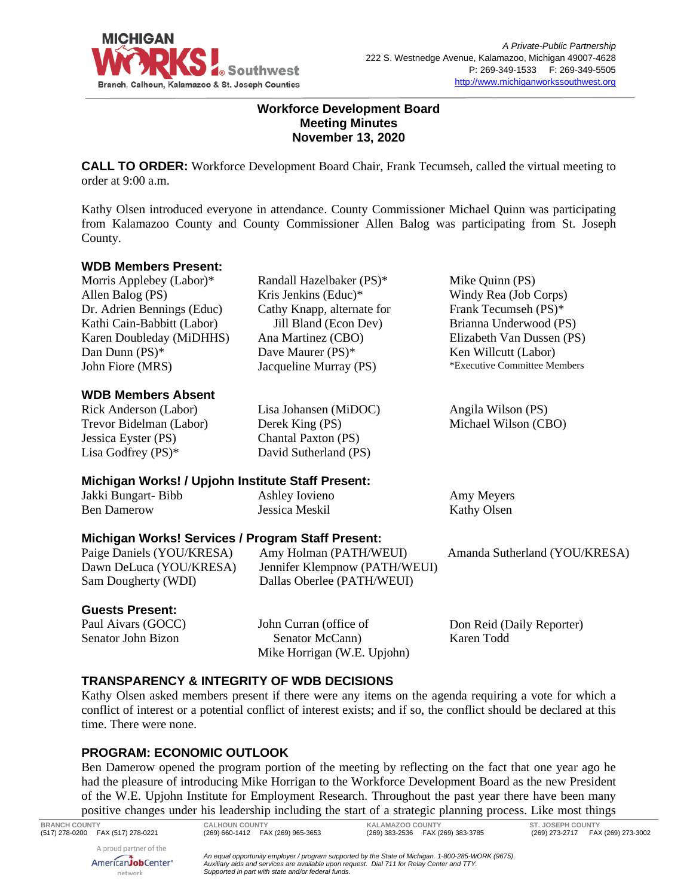A Private-Public Partnership
222 S. Westnedge Avenue, Kalamazoo, Michigan 49007-4628
P: 269-349-1533 F: 269-349-5505
http://www.michiganworkssouthwest.org

**Workforce Development Board**
**Meeting Minutes**
**November 13, 2020**

**CALL TO ORDER:** Workforce Development Board Chair, Frank Tecumseh, called the virtual meeting to order at 9:00 a.m.

Kathy Olsen introduced everyone in attendance. County Commissioner Michael Quinn was participating from Kalamazoo County and County Commissioner Allen Balog was participating from St. Joseph County.

### WDB Members Present:

Morris Applebey (Labor)*
Allen Balog (PS)
Dr. Adrien Bennings (Educ)
Kathi Cain-Babbitt (Labor)
Karen Doubleday (MiDHHS)
Dan Dunn (PS)*
John Fiore (MRS)
Randall Hazelbaker (PS)*
Kris Jenkins (Educ)*
Cathy Knapp, alternate for Jill Bland (Econ Dev)
Ana Martinez (CBO)
Dave Maurer (PS)*
Jacqueline Murray (PS)
Mike Quinn (PS)
Windy Rea (Job Corps)
Frank Tecumseh (PS)*
Brianna Underwood (PS)
Elizabeth Van Dussen (PS)
Ken Willcutt (Labor)

*Executive Committee Members

### WDB Members Absent

Rick Anderson (Labor)
Trevor Bidelman (Labor)
Jessica Eyster (PS)
Lisa Godfrey (PS)*
Lisa Johansen (MiDOC)
Derek King (PS)
Chantal Paxton (PS)
David Sutherland (PS)
Angila Wilson (PS)
Michael Wilson (CBO)

### Michigan Works! / Upjohn Institute Staff Present:

Jakki Bungart- Bibb
Ben Damerow
Ashley Iovieno
Jessica Meskil
Amy Meyers
Kathy Olsen

### Michigan Works! Services / Program Staff Present:

Paige Daniels (YOU/KRESA)
Dawn DeLuca (YOU/KRESA)
Sam Dougherty (WDI)
Amy Holman (PATH/WEUI)
Jennifer Klempnow (PATH/WEUI)
Dallas Oberlee (PATH/WEUI)
Amanda Sutherland (YOU/KRESA)

### Guests Present:

Paul Aivars (GOCC)
Senator John Bizon
John Curran (office of Senator McCann)
Mike Horrigan (W.E. Upjohn)
Don Reid (Daily Reporter)
Karen Todd

### TRANSPARENCY & INTEGRITY OF WDB DECISIONS

Kathy Olsen asked members present if there were any items on the agenda requiring a vote for which a conflict of interest or a potential conflict of interest exists; and if so, the conflict should be declared at this time. There were none.

### PROGRAM: ECONOMIC OUTLOOK

Ben Damerow opened the program portion of the meeting by reflecting on the fact that one year ago he had the pleasure of introducing Mike Horrigan to the Workforce Development Board as the new President of the W.E. Upjohn Institute for Employment Research. Throughout the past year there have been many positive changes under his leadership including the start of a strategic planning process. Like most things

BRANCH COUNTY (517) 278-0200 FAX (517) 278-0221
CALHOUN COUNTY (269) 660-1412 FAX (269) 965-3653
KALAMAZOO COUNTY (269) 383-2536 FAX (269) 383-3785
ST. JOSEPH COUNTY (269) 273-2717 FAX (269) 273-3002

A proud partner of the AmericanJobCenter network

*An equal opportunity employer / program supported by the State of Michigan. 1-800-285-WORK (9675). Auxiliary aids and services are available upon request. Dial 711 for Relay Center and TTY. Supported in part with state and/or federal funds.*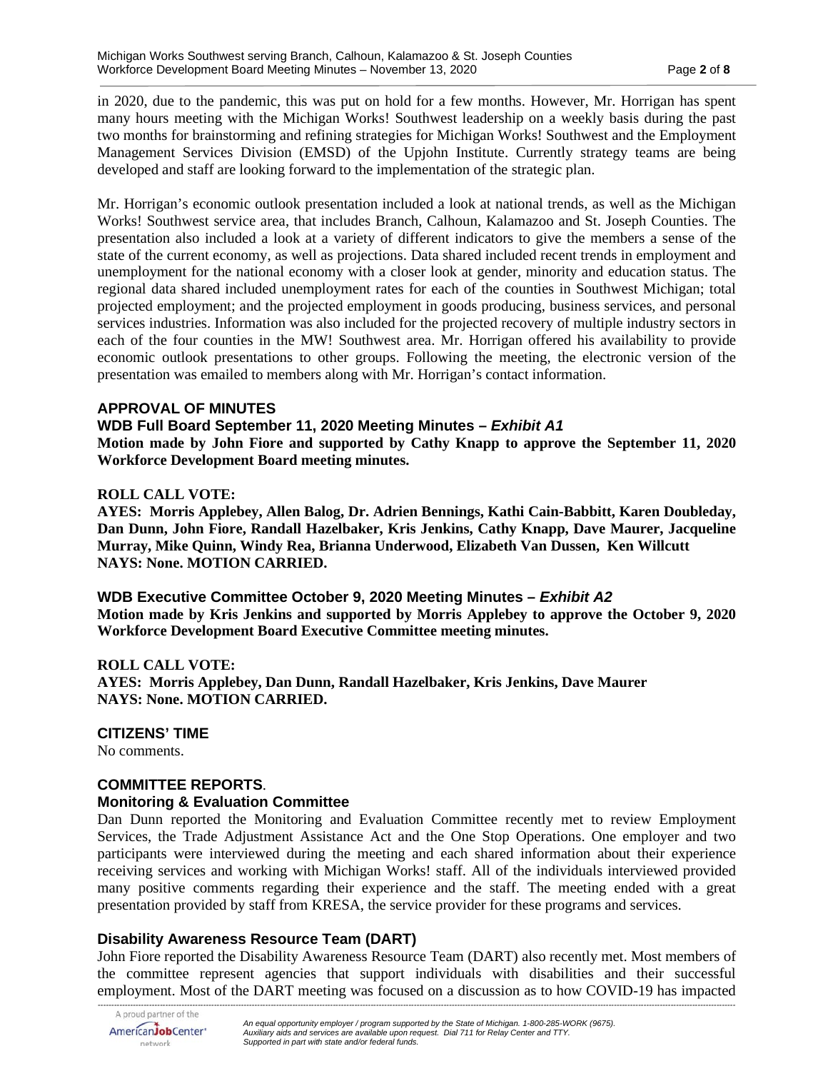in 2020, due to the pandemic, this was put on hold for a few months. However, Mr. Horrigan has spent many hours meeting with the Michigan Works! Southwest leadership on a weekly basis during the past two months for brainstorming and refining strategies for Michigan Works! Southwest and the Employment Management Services Division (EMSD) of the Upjohn Institute. Currently strategy teams are being developed and staff are looking forward to the implementation of the strategic plan.

Mr. Horrigan's economic outlook presentation included a look at national trends, as well as the Michigan Works! Southwest service area, that includes Branch, Calhoun, Kalamazoo and St. Joseph Counties. The presentation also included a look at a variety of different indicators to give the members a sense of the state of the current economy, as well as projections. Data shared included recent trends in employment and unemployment for the national economy with a closer look at gender, minority and education status. The regional data shared included unemployment rates for each of the counties in Southwest Michigan; total projected employment; and the projected employment in goods producing, business services, and personal services industries. Information was also included for the projected recovery of multiple industry sectors in each of the four counties in the MW! Southwest area. Mr. Horrigan offered his availability to provide economic outlook presentations to other groups. Following the meeting, the electronic version of the presentation was emailed to members along with Mr. Horrigan's contact information.

## APPROVAL OF MINUTES

### WDB Full Board September 11, 2020 Meeting Minutes – *Exhibit A1*

**Motion made by John Fiore and supported by Cathy Knapp to approve the September 11, 2020 Workforce Development Board meeting minutes.**

**ROLL CALL VOTE:**
**AYES: Morris Applebey, Allen Balog, Dr. Adrien Bennings, Kathi Cain-Babbitt, Karen Doubleday, Dan Dunn, John Fiore, Randall Hazelbaker, Kris Jenkins, Cathy Knapp, Dave Maurer, Jacqueline Murray, Mike Quinn, Windy Rea, Brianna Underwood, Elizabeth Van Dussen, Ken Willcutt**
**NAYS: None. MOTION CARRIED.**

### WDB Executive Committee October 9, 2020 Meeting Minutes – *Exhibit A2*

**Motion made by Kris Jenkins and supported by Morris Applebey to approve the October 9, 2020 Workforce Development Board Executive Committee meeting minutes.**

**ROLL CALL VOTE:**
**AYES: Morris Applebey, Dan Dunn, Randall Hazelbaker, Kris Jenkins, Dave Maurer**
**NAYS: None. MOTION CARRIED.**

## CITIZENS' TIME

No comments.

## COMMITTEE REPORTS.

### Monitoring & Evaluation Committee

Dan Dunn reported the Monitoring and Evaluation Committee recently met to review Employment Services, the Trade Adjustment Assistance Act and the One Stop Operations. One employer and two participants were interviewed during the meeting and each shared information about their experience receiving services and working with Michigan Works! staff. All of the individuals interviewed provided many positive comments regarding their experience and the staff. The meeting ended with a great presentation provided by staff from KRESA, the service provider for these programs and services.

### Disability Awareness Resource Team (DART)

John Fiore reported the Disability Awareness Resource Team (DART) also recently met. Most members of the committee represent agencies that support individuals with disabilities and their successful employment. Most of the DART meeting was focused on a discussion as to how COVID-19 has impacted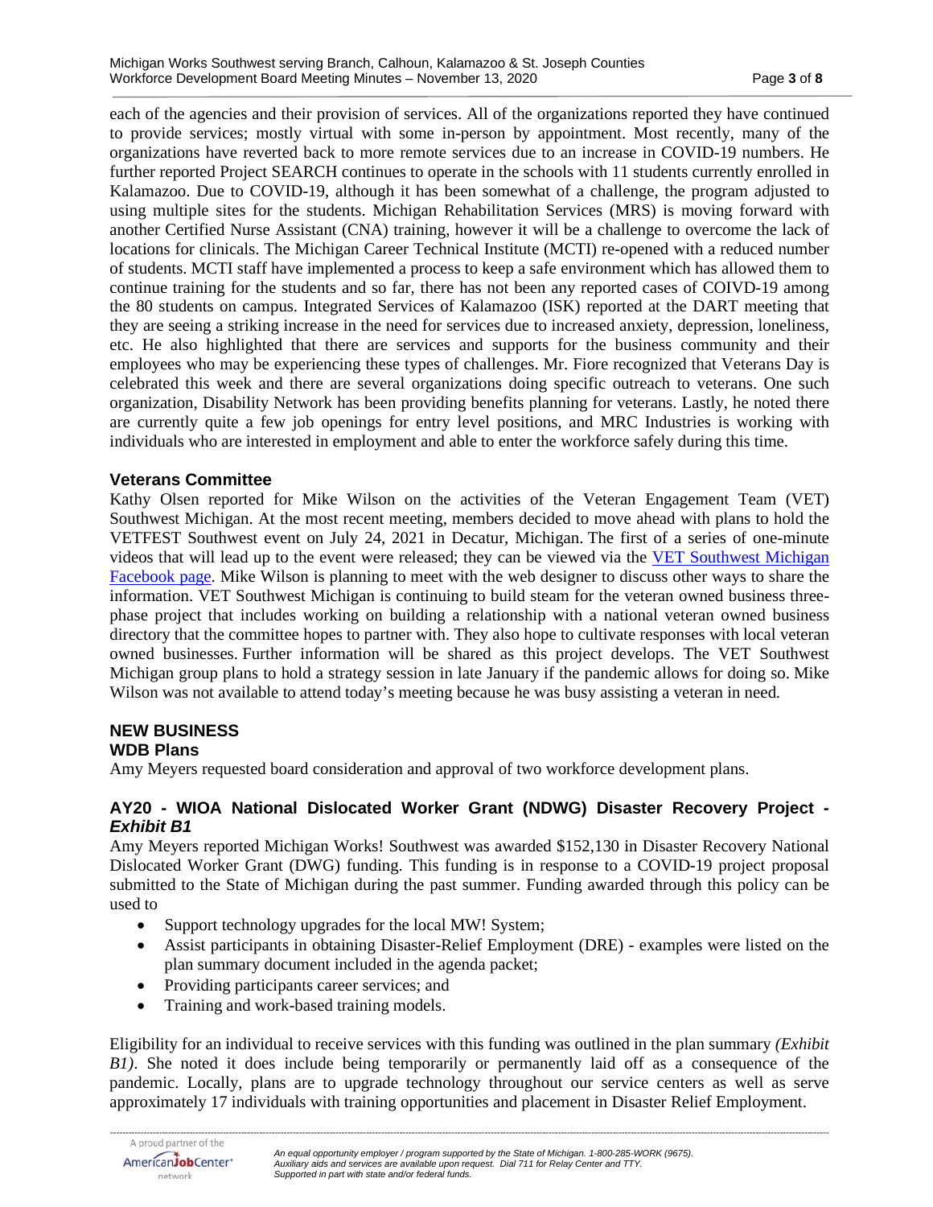each of the agencies and their provision of services. All of the organizations reported they have continued to provide services; mostly virtual with some in-person by appointment. Most recently, many of the organizations have reverted back to more remote services due to an increase in COVID-19 numbers. He further reported Project SEARCH continues to operate in the schools with 11 students currently enrolled in Kalamazoo. Due to COVID-19, although it has been somewhat of a challenge, the program adjusted to using multiple sites for the students. Michigan Rehabilitation Services (MRS) is moving forward with another Certified Nurse Assistant (CNA) training, however it will be a challenge to overcome the lack of locations for clinicals. The Michigan Career Technical Institute (MCTI) re-opened with a reduced number of students. MCTI staff have implemented a process to keep a safe environment which has allowed them to continue training for the students and so far, there has not been any reported cases of COIVD-19 among the 80 students on campus. Integrated Services of Kalamazoo (ISK) reported at the DART meeting that they are seeing a striking increase in the need for services due to increased anxiety, depression, loneliness, etc. He also highlighted that there are services and supports for the business community and their employees who may be experiencing these types of challenges. Mr. Fiore recognized that Veterans Day is celebrated this week and there are several organizations doing specific outreach to veterans. One such organization, Disability Network has been providing benefits planning for veterans. Lastly, he noted there are currently quite a few job openings for entry level positions, and MRC Industries is working with individuals who are interested in employment and able to enter the workforce safely during this time.

### Veterans Committee

Kathy Olsen reported for Mike Wilson on the activities of the Veteran Engagement Team (VET) Southwest Michigan. At the most recent meeting, members decided to move ahead with plans to hold the VETFEST Southwest event on July 24, 2021 in Decatur, Michigan. The first of a series of one-minute videos that will lead up to the event were released; they can be viewed via the VET Southwest Michigan Facebook page. Mike Wilson is planning to meet with the web designer to discuss other ways to share the information. VET Southwest Michigan is continuing to build steam for the veteran owned business three-phase project that includes working on building a relationship with a national veteran owned business directory that the committee hopes to partner with. They also hope to cultivate responses with local veteran owned businesses. Further information will be shared as this project develops. The VET Southwest Michigan group plans to hold a strategy session in late January if the pandemic allows for doing so. Mike Wilson was not available to attend today's meeting because he was busy assisting a veteran in need.

## NEW BUSINESS

### WDB Plans

Amy Meyers requested board consideration and approval of two workforce development plans.

### AY20 - WIOA National Dislocated Worker Grant (NDWG) Disaster Recovery Project - *Exhibit B1*

Amy Meyers reported Michigan Works! Southwest was awarded $152,130 in Disaster Recovery National Dislocated Worker Grant (DWG) funding. This funding is in response to a COVID-19 project proposal submitted to the State of Michigan during the past summer. Funding awarded through this policy can be used to

- Support technology upgrades for the local MW! System;
- Assist participants in obtaining Disaster-Relief Employment (DRE) - examples were listed on the plan summary document included in the agenda packet;
- Providing participants career services; and
- Training and work-based training models.

Eligibility for an individual to receive services with this funding was outlined in the plan summary *(Exhibit B1)*. She noted it does include being temporarily or permanently laid off as a consequence of the pandemic. Locally, plans are to upgrade technology throughout our service centers as well as serve approximately 17 individuals with training opportunities and placement in Disaster Relief Employment.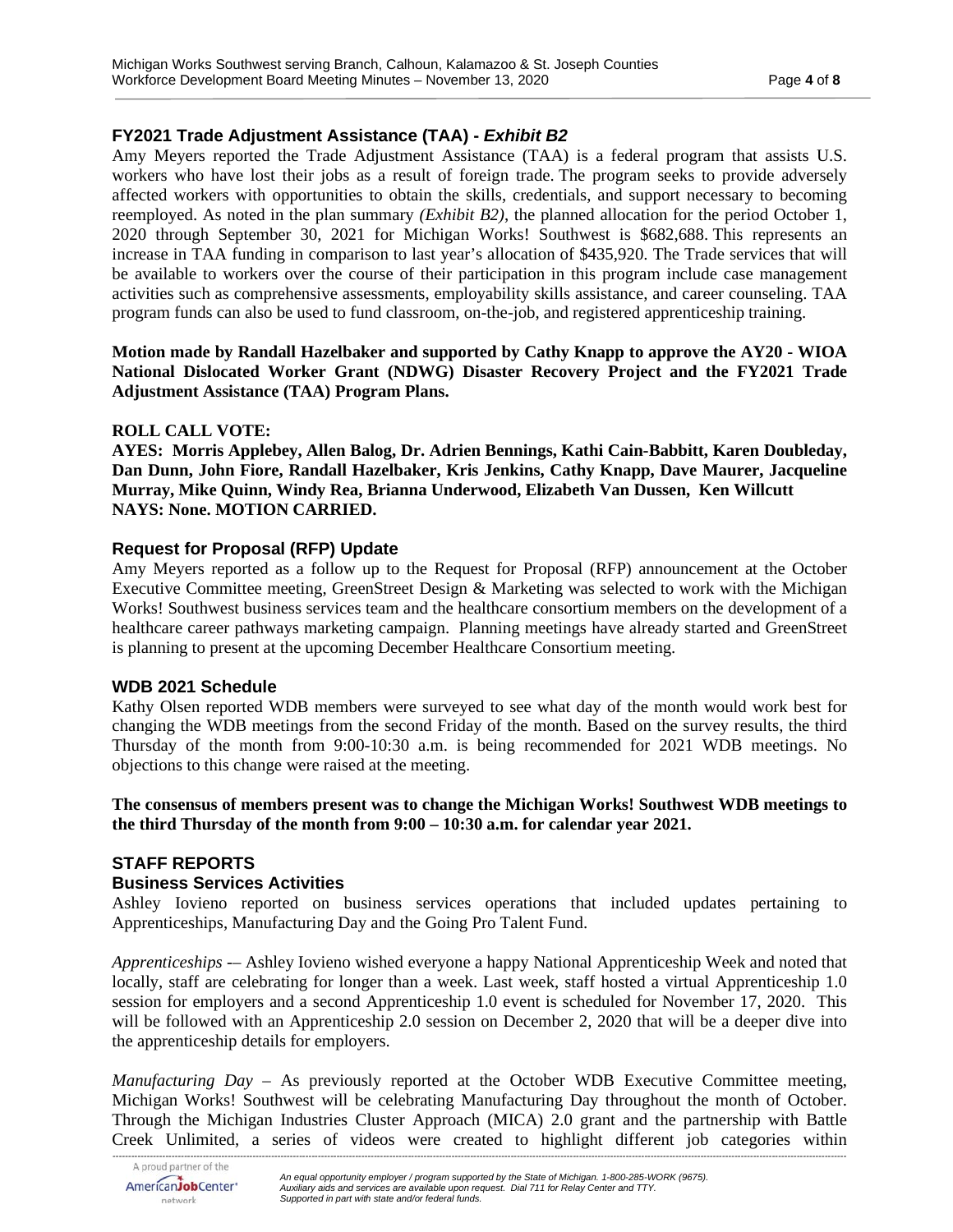### FY2021 Trade Adjustment Assistance (TAA) - *Exhibit B2*

Amy Meyers reported the Trade Adjustment Assistance (TAA) is a federal program that assists U.S. workers who have lost their jobs as a result of foreign trade. The program seeks to provide adversely affected workers with opportunities to obtain the skills, credentials, and support necessary to becoming reemployed. As noted in the plan summary *(Exhibit B2)*, the planned allocation for the period October 1, 2020 through September 30, 2021 for Michigan Works! Southwest is $682,688. This represents an increase in TAA funding in comparison to last year's allocation of $435,920. The Trade services that will be available to workers over the course of their participation in this program include case management activities such as comprehensive assessments, employability skills assistance, and career counseling. TAA program funds can also be used to fund classroom, on-the-job, and registered apprenticeship training.

**Motion made by Randall Hazelbaker and supported by Cathy Knapp to approve the AY20 - WIOA National Dislocated Worker Grant (NDWG) Disaster Recovery Project and the FY2021 Trade Adjustment Assistance (TAA) Program Plans.**

**ROLL CALL VOTE:**
**AYES: Morris Applebey, Allen Balog, Dr. Adrien Bennings, Kathi Cain-Babbitt, Karen Doubleday, Dan Dunn, John Fiore, Randall Hazelbaker, Kris Jenkins, Cathy Knapp, Dave Maurer, Jacqueline Murray, Mike Quinn, Windy Rea, Brianna Underwood, Elizabeth Van Dussen, Ken Willcutt**
**NAYS: None. MOTION CARRIED.**

### Request for Proposal (RFP) Update

Amy Meyers reported as a follow up to the Request for Proposal (RFP) announcement at the October Executive Committee meeting, GreenStreet Design & Marketing was selected to work with the Michigan Works! Southwest business services team and the healthcare consortium members on the development of a healthcare career pathways marketing campaign. Planning meetings have already started and GreenStreet is planning to present at the upcoming December Healthcare Consortium meeting.

### WDB 2021 Schedule

Kathy Olsen reported WDB members were surveyed to see what day of the month would work best for changing the WDB meetings from the second Friday of the month. Based on the survey results, the third Thursday of the month from 9:00-10:30 a.m. is being recommended for 2021 WDB meetings. No objections to this change were raised at the meeting.

**The consensus of members present was to change the Michigan Works! Southwest WDB meetings to the third Thursday of the month from 9:00 – 10:30 a.m. for calendar year 2021.**

## STAFF REPORTS

### Business Services Activities

Ashley Iovieno reported on business services operations that included updates pertaining to Apprenticeships, Manufacturing Day and the Going Pro Talent Fund.

*Apprenticeships* -– Ashley Iovieno wished everyone a happy National Apprenticeship Week and noted that locally, staff are celebrating for longer than a week. Last week, staff hosted a virtual Apprenticeship 1.0 session for employers and a second Apprenticeship 1.0 event is scheduled for November 17, 2020. This will be followed with an Apprenticeship 2.0 session on December 2, 2020 that will be a deeper dive into the apprenticeship details for employers.

*Manufacturing Day* – As previously reported at the October WDB Executive Committee meeting, Michigan Works! Southwest will be celebrating Manufacturing Day throughout the month of October. Through the Michigan Industries Cluster Approach (MICA) 2.0 grant and the partnership with Battle Creek Unlimited, a series of videos were created to highlight different job categories within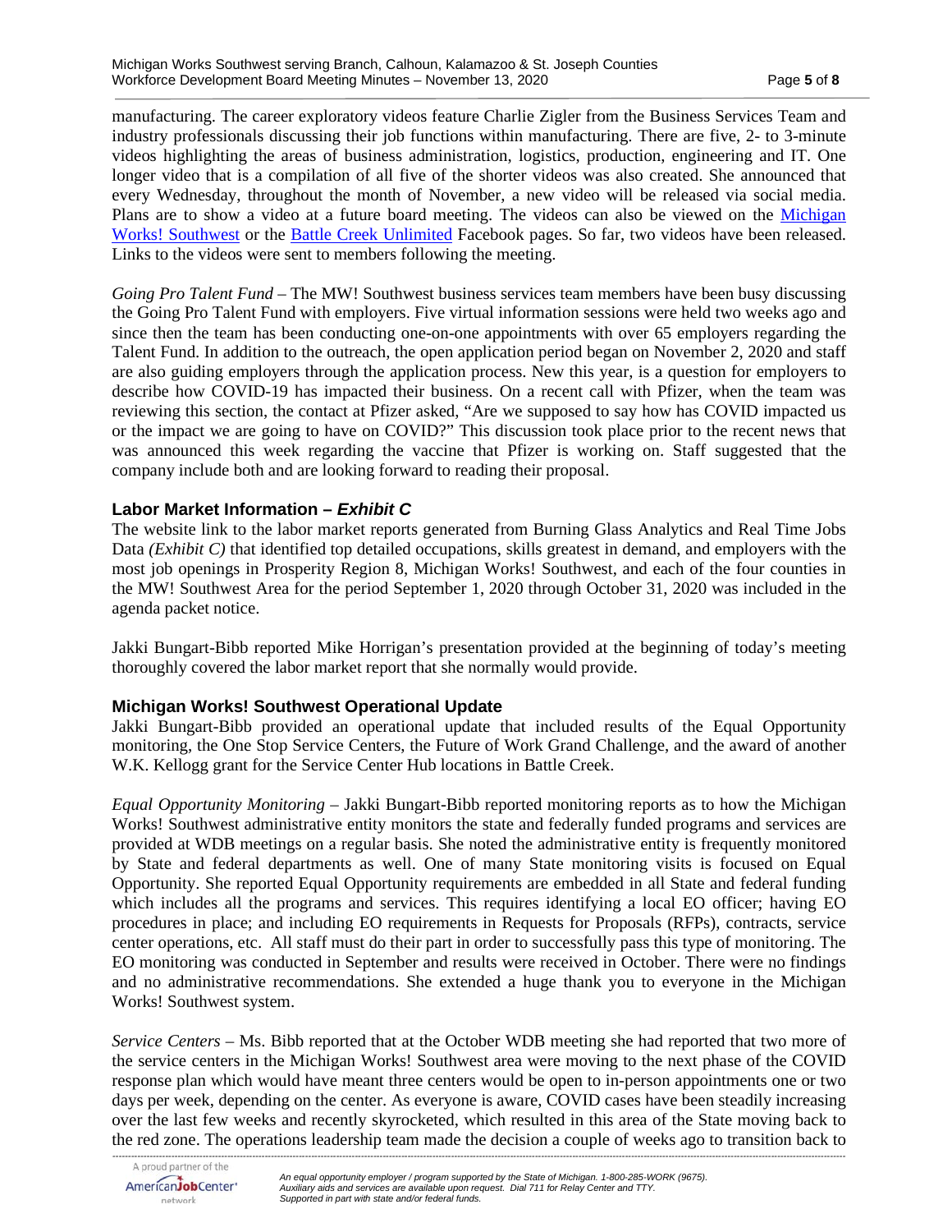manufacturing. The career exploratory videos feature Charlie Zigler from the Business Services Team and industry professionals discussing their job functions within manufacturing. There are five, 2- to 3-minute videos highlighting the areas of business administration, logistics, production, engineering and IT. One longer video that is a compilation of all five of the shorter videos was also created. She announced that every Wednesday, throughout the month of November, a new video will be released via social media. Plans are to show a video at a future board meeting. The videos can also be viewed on the Michigan Works! Southwest or the Battle Creek Unlimited Facebook pages. So far, two videos have been released. Links to the videos were sent to members following the meeting.

*Going Pro Talent Fund* – The MW! Southwest business services team members have been busy discussing the Going Pro Talent Fund with employers. Five virtual information sessions were held two weeks ago and since then the team has been conducting one-on-one appointments with over 65 employers regarding the Talent Fund. In addition to the outreach, the open application period began on November 2, 2020 and staff are also guiding employers through the application process. New this year, is a question for employers to describe how COVID-19 has impacted their business. On a recent call with Pfizer, when the team was reviewing this section, the contact at Pfizer asked, "Are we supposed to say how has COVID impacted us or the impact we are going to have on COVID?" This discussion took place prior to the recent news that was announced this week regarding the vaccine that Pfizer is working on. Staff suggested that the company include both and are looking forward to reading their proposal.

### Labor Market Information – *Exhibit C*

The website link to the labor market reports generated from Burning Glass Analytics and Real Time Jobs Data *(Exhibit C)* that identified top detailed occupations, skills greatest in demand, and employers with the most job openings in Prosperity Region 8, Michigan Works! Southwest, and each of the four counties in the MW! Southwest Area for the period September 1, 2020 through October 31, 2020 was included in the agenda packet notice.

Jakki Bungart-Bibb reported Mike Horrigan's presentation provided at the beginning of today's meeting thoroughly covered the labor market report that she normally would provide.

### Michigan Works! Southwest Operational Update

Jakki Bungart-Bibb provided an operational update that included results of the Equal Opportunity monitoring, the One Stop Service Centers, the Future of Work Grand Challenge, and the award of another W.K. Kellogg grant for the Service Center Hub locations in Battle Creek.

*Equal Opportunity Monitoring* – Jakki Bungart-Bibb reported monitoring reports as to how the Michigan Works! Southwest administrative entity monitors the state and federally funded programs and services are provided at WDB meetings on a regular basis. She noted the administrative entity is frequently monitored by State and federal departments as well. One of many State monitoring visits is focused on Equal Opportunity. She reported Equal Opportunity requirements are embedded in all State and federal funding which includes all the programs and services. This requires identifying a local EO officer; having EO procedures in place; and including EO requirements in Requests for Proposals (RFPs), contracts, service center operations, etc. All staff must do their part in order to successfully pass this type of monitoring. The EO monitoring was conducted in September and results were received in October. There were no findings and no administrative recommendations. She extended a huge thank you to everyone in the Michigan Works! Southwest system.

*Service Centers* – Ms. Bibb reported that at the October WDB meeting she had reported that two more of the service centers in the Michigan Works! Southwest area were moving to the next phase of the COVID response plan which would have meant three centers would be open to in-person appointments one or two days per week, depending on the center. As everyone is aware, COVID cases have been steadily increasing over the last few weeks and recently skyrocketed, which resulted in this area of the State moving back to the red zone. The operations leadership team made the decision a couple of weeks ago to transition back to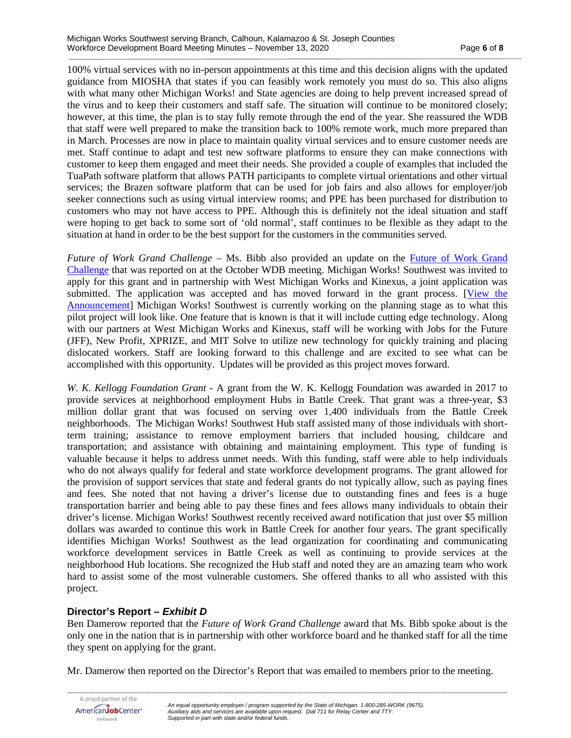100% virtual services with no in-person appointments at this time and this decision aligns with the updated guidance from MIOSHA that states if you can feasibly work remotely you must do so. This also aligns with what many other Michigan Works! and State agencies are doing to help prevent increased spread of the virus and to keep their customers and staff safe. The situation will continue to be monitored closely; however, at this time, the plan is to stay fully remote through the end of the year. She reassured the WDB that staff were well prepared to make the transition back to 100% remote work, much more prepared than in March. Processes are now in place to maintain quality virtual services and to ensure customer needs are met. Staff continue to adapt and test new software platforms to ensure they can make connections with customer to keep them engaged and meet their needs. She provided a couple of examples that included the TuaPath software platform that allows PATH participants to complete virtual orientations and other virtual services; the Brazen software platform that can be used for job fairs and also allows for employer/job seeker connections such as using virtual interview rooms; and PPE has been purchased for distribution to customers who may not have access to PPE. Although this is definitely not the ideal situation and staff were hoping to get back to some sort of 'old normal', staff continues to be flexible as they adapt to the situation at hand in order to be the best support for the customers in the communities served.

*Future of Work Grand Challenge* – Ms. Bibb also provided an update on the Future of Work Grand Challenge that was reported on at the October WDB meeting. Michigan Works! Southwest was invited to apply for this grant and in partnership with West Michigan Works and Kinexus, a joint application was submitted. The application was accepted and has moved forward in the grant process. [View the Announcement] Michigan Works! Southwest is currently working on the planning stage as to what this pilot project will look like. One feature that is known is that it will include cutting edge technology. Along with our partners at West Michigan Works and Kinexus, staff will be working with Jobs for the Future (JFF), New Profit, XPRIZE, and MIT Solve to utilize new technology for quickly training and placing dislocated workers. Staff are looking forward to this challenge and are excited to see what can be accomplished with this opportunity. Updates will be provided as this project moves forward.

*W. K. Kellogg Foundation Grant* - A grant from the W. K. Kellogg Foundation was awarded in 2017 to provide services at neighborhood employment Hubs in Battle Creek. That grant was a three-year, $3 million dollar grant that was focused on serving over 1,400 individuals from the Battle Creek neighborhoods. The Michigan Works! Southwest Hub staff assisted many of those individuals with short-term training; assistance to remove employment barriers that included housing, childcare and transportation; and assistance with obtaining and maintaining employment. This type of funding is valuable because it helps to address unmet needs. With this funding, staff were able to help individuals who do not always qualify for federal and state workforce development programs. The grant allowed for the provision of support services that state and federal grants do not typically allow, such as paying fines and fees. She noted that not having a driver's license due to outstanding fines and fees is a huge transportation barrier and being able to pay these fines and fees allows many individuals to obtain their driver's license. Michigan Works! Southwest recently received award notification that just over $5 million dollars was awarded to continue this work in Battle Creek for another four years. The grant specifically identifies Michigan Works! Southwest as the lead organization for coordinating and communicating workforce development services in Battle Creek as well as continuing to provide services at the neighborhood Hub locations. She recognized the Hub staff and noted they are an amazing team who work hard to assist some of the most vulnerable customers. She offered thanks to all who assisted with this project.

## Director's Report – *Exhibit D*

Ben Damerow reported that the *Future of Work Grand Challenge* award that Ms. Bibb spoke about is the only one in the nation that is in partnership with other workforce board and he thanked staff for all the time they spent on applying for the grant.

Mr. Damerow then reported on the Director's Report that was emailed to members prior to the meeting.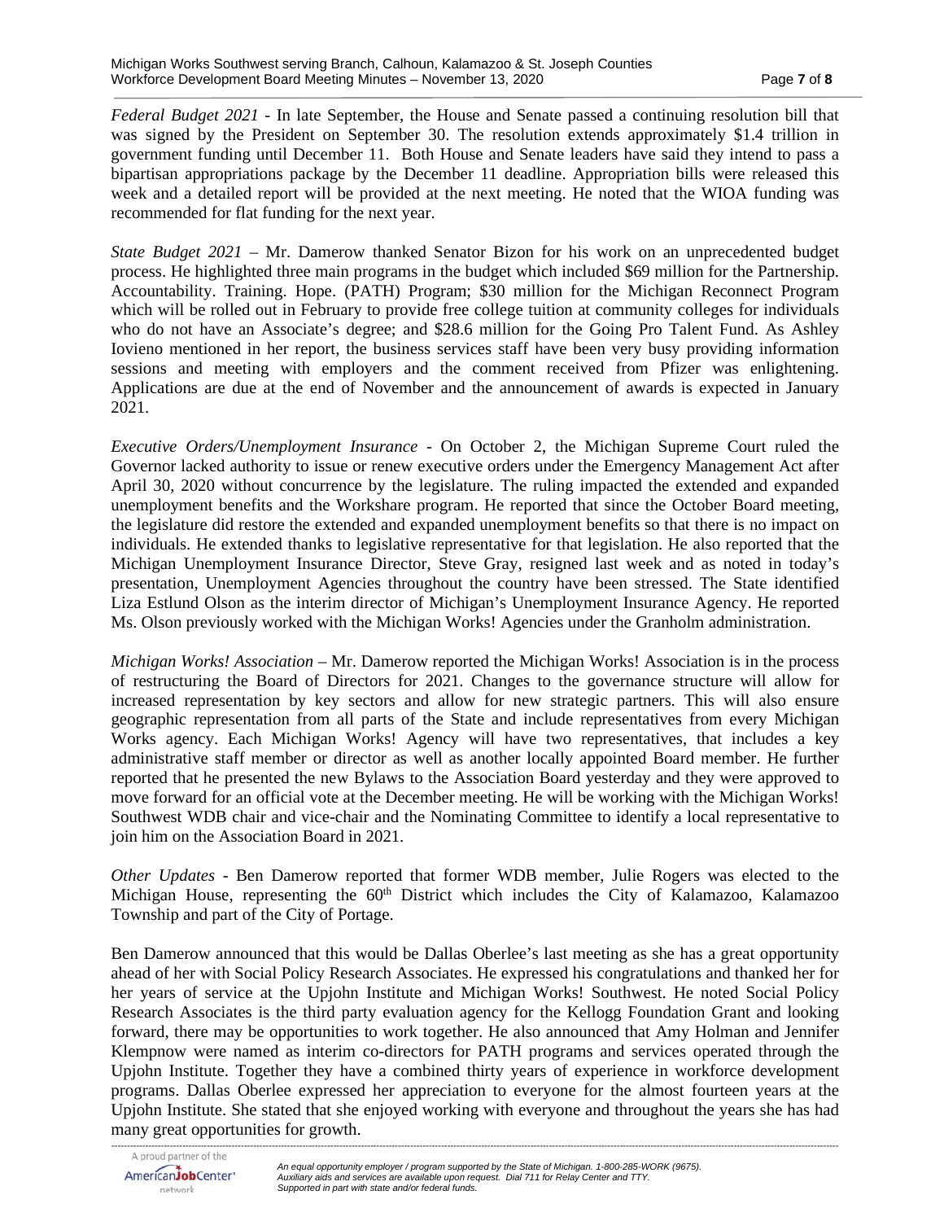*Federal Budget 2021* - In late September, the House and Senate passed a continuing resolution bill that was signed by the President on September 30. The resolution extends approximately $1.4 trillion in government funding until December 11. Both House and Senate leaders have said they intend to pass a bipartisan appropriations package by the December 11 deadline. Appropriation bills were released this week and a detailed report will be provided at the next meeting. He noted that the WIOA funding was recommended for flat funding for the next year.

*State Budget 2021* – Mr. Damerow thanked Senator Bizon for his work on an unprecedented budget process. He highlighted three main programs in the budget which included $69 million for the Partnership. Accountability. Training. Hope. (PATH) Program; $30 million for the Michigan Reconnect Program which will be rolled out in February to provide free college tuition at community colleges for individuals who do not have an Associate's degree; and $28.6 million for the Going Pro Talent Fund. As Ashley Iovieno mentioned in her report, the business services staff have been very busy providing information sessions and meeting with employers and the comment received from Pfizer was enlightening. Applications are due at the end of November and the announcement of awards is expected in January 2021.

*Executive Orders/Unemployment Insurance* - On October 2, the Michigan Supreme Court ruled the Governor lacked authority to issue or renew executive orders under the Emergency Management Act after April 30, 2020 without concurrence by the legislature. The ruling impacted the extended and expanded unemployment benefits and the Workshare program. He reported that since the October Board meeting, the legislature did restore the extended and expanded unemployment benefits so that there is no impact on individuals. He extended thanks to legislative representative for that legislation. He also reported that the Michigan Unemployment Insurance Director, Steve Gray, resigned last week and as noted in today's presentation, Unemployment Agencies throughout the country have been stressed. The State identified Liza Estlund Olson as the interim director of Michigan's Unemployment Insurance Agency. He reported Ms. Olson previously worked with the Michigan Works! Agencies under the Granholm administration.

*Michigan Works! Association* – Mr. Damerow reported the Michigan Works! Association is in the process of restructuring the Board of Directors for 2021. Changes to the governance structure will allow for increased representation by key sectors and allow for new strategic partners. This will also ensure geographic representation from all parts of the State and include representatives from every Michigan Works agency. Each Michigan Works! Agency will have two representatives, that includes a key administrative staff member or director as well as another locally appointed Board member. He further reported that he presented the new Bylaws to the Association Board yesterday and they were approved to move forward for an official vote at the December meeting. He will be working with the Michigan Works! Southwest WDB chair and vice-chair and the Nominating Committee to identify a local representative to join him on the Association Board in 2021.

*Other Updates* - Ben Damerow reported that former WDB member, Julie Rogers was elected to the Michigan House, representing the 60th District which includes the City of Kalamazoo, Kalamazoo Township and part of the City of Portage.

Ben Damerow announced that this would be Dallas Oberlee's last meeting as she has a great opportunity ahead of her with Social Policy Research Associates. He expressed his congratulations and thanked her for her years of service at the Upjohn Institute and Michigan Works! Southwest. He noted Social Policy Research Associates is the third party evaluation agency for the Kellogg Foundation Grant and looking forward, there may be opportunities to work together. He also announced that Amy Holman and Jennifer Klempnow were named as interim co-directors for PATH programs and services operated through the Upjohn Institute. Together they have a combined thirty years of experience in workforce development programs. Dallas Oberlee expressed her appreciation to everyone for the almost fourteen years at the Upjohn Institute. She stated that she enjoyed working with everyone and throughout the years she has had many great opportunities for growth.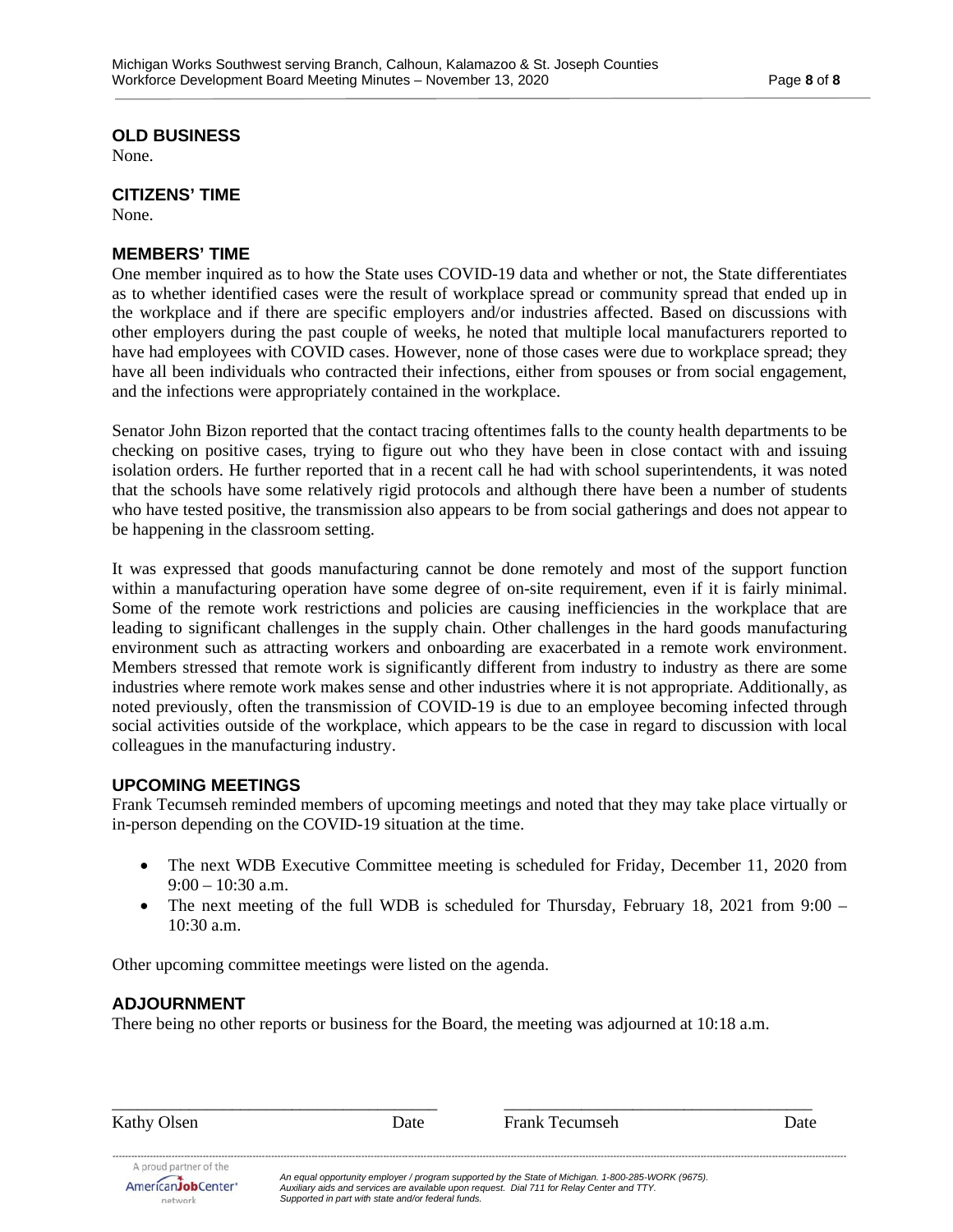## OLD BUSINESS

None.

## CITIZENS' TIME

None.

## MEMBERS' TIME

One member inquired as to how the State uses COVID-19 data and whether or not, the State differentiates as to whether identified cases were the result of workplace spread or community spread that ended up in the workplace and if there are specific employers and/or industries affected. Based on discussions with other employers during the past couple of weeks, he noted that multiple local manufacturers reported to have had employees with COVID cases. However, none of those cases were due to workplace spread; they have all been individuals who contracted their infections, either from spouses or from social engagement, and the infections were appropriately contained in the workplace.

Senator John Bizon reported that the contact tracing oftentimes falls to the county health departments to be checking on positive cases, trying to figure out who they have been in close contact with and issuing isolation orders. He further reported that in a recent call he had with school superintendents, it was noted that the schools have some relatively rigid protocols and although there have been a number of students who have tested positive, the transmission also appears to be from social gatherings and does not appear to be happening in the classroom setting.

It was expressed that goods manufacturing cannot be done remotely and most of the support function within a manufacturing operation have some degree of on-site requirement, even if it is fairly minimal. Some of the remote work restrictions and policies are causing inefficiencies in the workplace that are leading to significant challenges in the supply chain. Other challenges in the hard goods manufacturing environment such as attracting workers and onboarding are exacerbated in a remote work environment. Members stressed that remote work is significantly different from industry to industry as there are some industries where remote work makes sense and other industries where it is not appropriate. Additionally, as noted previously, often the transmission of COVID-19 is due to an employee becoming infected through social activities outside of the workplace, which appears to be the case in regard to discussion with local colleagues in the manufacturing industry.

## UPCOMING MEETINGS

Frank Tecumseh reminded members of upcoming meetings and noted that they may take place virtually or in-person depending on the COVID-19 situation at the time.

- The next WDB Executive Committee meeting is scheduled for Friday, December 11, 2020 from 9:00 – 10:30 a.m.
- The next meeting of the full WDB is scheduled for Thursday, February 18, 2021 from 9:00 – 10:30 a.m.

Other upcoming committee meetings were listed on the agenda.

## ADJOURNMENT

There being no other reports or business for the Board, the meeting was adjourned at 10:18 a.m.

_____________________________________ &nbsp;&nbsp;&nbsp;&nbsp; _____________________________________

Kathy Olsen &nbsp;&nbsp;&nbsp;&nbsp; Date &nbsp;&nbsp;&nbsp;&nbsp; Frank Tecumseh &nbsp;&nbsp;&nbsp;&nbsp; Date

A proud partner of the AmericanJobCenter network

*An equal opportunity employer / program supported by the State of Michigan. 1-800-285-WORK (9675). Auxiliary aids and services are available upon request. Dial 711 for Relay Center and TTY. Supported in part with state and/or federal funds.*